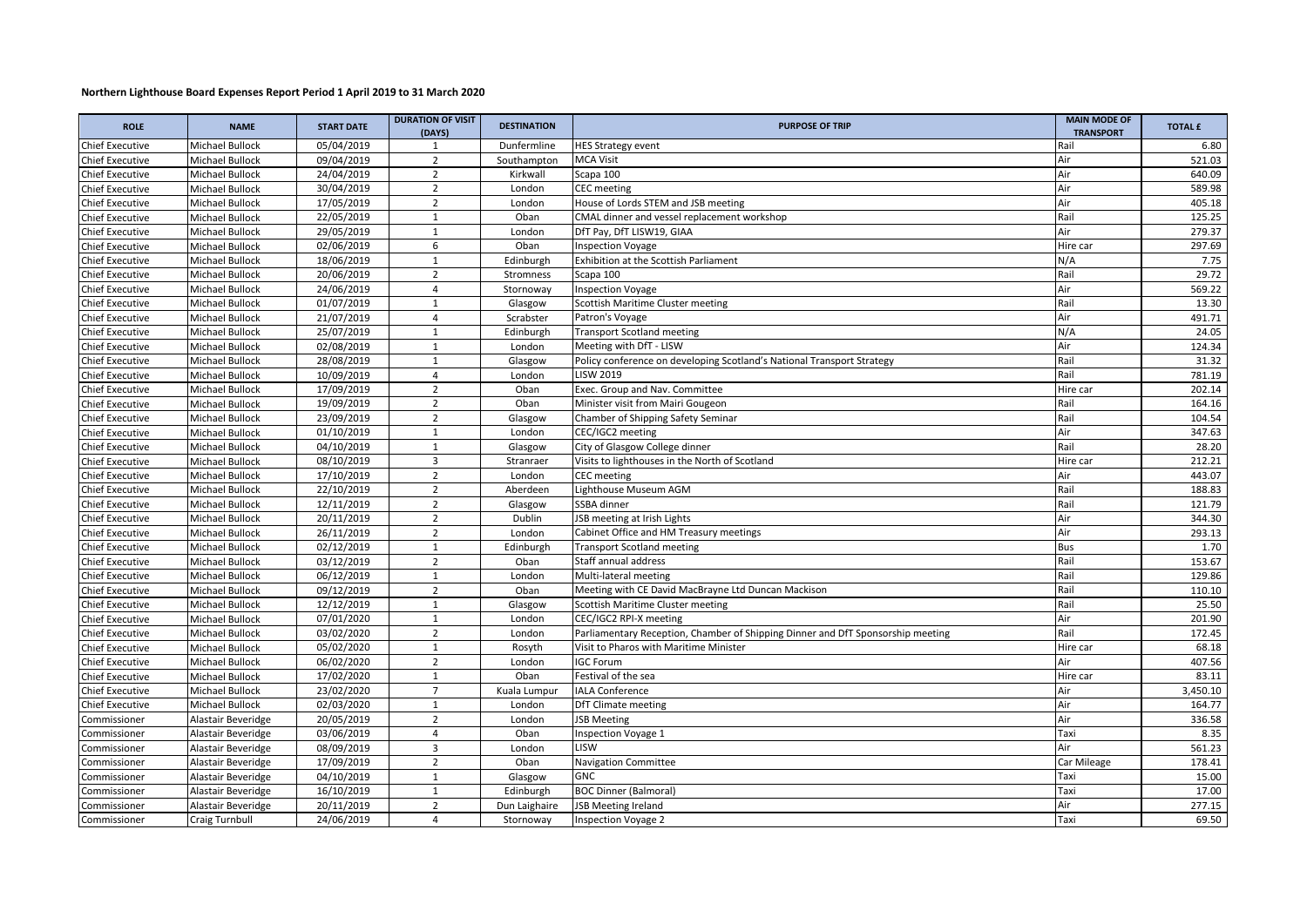**Northern Lighthouse Board Expenses Report Period 1 April 2019 to 31 March 2020**

| ROLE | NAME | START DATE | DURATION OF VISIT (DAYS) | DESTINATION | PURPOSE OF TRIP | MAIN MODE OF TRANSPORT | TOTAL £ |
|---|---|---|---|---|---|---|---|
| Chief Executive | Michael Bullock | 05/04/2019 | 1 | Dunfermline | HES Strategy event | Rail | 6.80 |
| Chief Executive | Michael Bullock | 09/04/2019 | 2 | Southampton | MCA Visit | Air | 521.03 |
| Chief Executive | Michael Bullock | 24/04/2019 | 2 | Kirkwall | Scapa 100 | Air | 640.09 |
| Chief Executive | Michael Bullock | 30/04/2019 | 2 | London | CEC meeting | Air | 589.98 |
| Chief Executive | Michael Bullock | 17/05/2019 | 2 | London | House of Lords STEM and JSB meeting | Air | 405.18 |
| Chief Executive | Michael Bullock | 22/05/2019 | 1 | Oban | CMAL dinner and vessel replacement workshop | Rail | 125.25 |
| Chief Executive | Michael Bullock | 29/05/2019 | 1 | London | DfT Pay, DfT LISW19, GIAA | Air | 279.37 |
| Chief Executive | Michael Bullock | 02/06/2019 | 6 | Oban | Inspection Voyage | Hire car | 297.69 |
| Chief Executive | Michael Bullock | 18/06/2019 | 1 | Edinburgh | Exhibition at the Scottish Parliament | N/A | 7.75 |
| Chief Executive | Michael Bullock | 20/06/2019 | 2 | Stromness | Scapa 100 | Rail | 29.72 |
| Chief Executive | Michael Bullock | 24/06/2019 | 4 | Stornoway | Inspection Voyage | Air | 569.22 |
| Chief Executive | Michael Bullock | 01/07/2019 | 1 | Glasgow | Scottish Maritime Cluster meeting | Rail | 13.30 |
| Chief Executive | Michael Bullock | 21/07/2019 | 4 | Scrabster | Patron's Voyage | Air | 491.71 |
| Chief Executive | Michael Bullock | 25/07/2019 | 1 | Edinburgh | Transport Scotland meeting | N/A | 24.05 |
| Chief Executive | Michael Bullock | 02/08/2019 | 1 | London | Meeting with DfT - LISW | Air | 124.34 |
| Chief Executive | Michael Bullock | 28/08/2019 | 1 | Glasgow | Policy conference on developing Scotland's National Transport Strategy | Rail | 31.32 |
| Chief Executive | Michael Bullock | 10/09/2019 | 4 | London | LISW 2019 | Rail | 781.19 |
| Chief Executive | Michael Bullock | 17/09/2019 | 2 | Oban | Exec. Group and Nav. Committee | Hire car | 202.14 |
| Chief Executive | Michael Bullock | 19/09/2019 | 2 | Oban | Minister visit from Mairi Gougeon | Rail | 164.16 |
| Chief Executive | Michael Bullock | 23/09/2019 | 2 | Glasgow | Chamber of Shipping Safety Seminar | Rail | 104.54 |
| Chief Executive | Michael Bullock | 01/10/2019 | 1 | London | CEC/IGC2 meeting | Air | 347.63 |
| Chief Executive | Michael Bullock | 04/10/2019 | 1 | Glasgow | City of Glasgow College dinner | Rail | 28.20 |
| Chief Executive | Michael Bullock | 08/10/2019 | 3 | Stranraer | Visits to lighthouses in the North of Scotland | Hire car | 212.21 |
| Chief Executive | Michael Bullock | 17/10/2019 | 2 | London | CEC meeting | Air | 443.07 |
| Chief Executive | Michael Bullock | 22/10/2019 | 2 | Aberdeen | Lighthouse Museum AGM | Rail | 188.83 |
| Chief Executive | Michael Bullock | 12/11/2019 | 2 | Glasgow | SSBA dinner | Rail | 121.79 |
| Chief Executive | Michael Bullock | 20/11/2019 | 2 | Dublin | JSB meeting at Irish Lights | Air | 344.30 |
| Chief Executive | Michael Bullock | 26/11/2019 | 2 | London | Cabinet Office and HM Treasury meetings | Air | 293.13 |
| Chief Executive | Michael Bullock | 02/12/2019 | 1 | Edinburgh | Transport Scotland meeting | Bus | 1.70 |
| Chief Executive | Michael Bullock | 03/12/2019 | 2 | Oban | Staff annual address | Rail | 153.67 |
| Chief Executive | Michael Bullock | 06/12/2019 | 1 | London | Multi-lateral meeting | Rail | 129.86 |
| Chief Executive | Michael Bullock | 09/12/2019 | 2 | Oban | Meeting with CE David MacBrayne Ltd Duncan Mackison | Rail | 110.10 |
| Chief Executive | Michael Bullock | 12/12/2019 | 1 | Glasgow | Scottish Maritime Cluster meeting | Rail | 25.50 |
| Chief Executive | Michael Bullock | 07/01/2020 | 1 | London | CEC/IGC2 RPI-X meeting | Air | 201.90 |
| Chief Executive | Michael Bullock | 03/02/2020 | 2 | London | Parliamentary Reception, Chamber of Shipping Dinner and DfT Sponsorship meeting | Rail | 172.45 |
| Chief Executive | Michael Bullock | 05/02/2020 | 1 | Rosyth | Visit to Pharos with Maritime Minister | Hire car | 68.18 |
| Chief Executive | Michael Bullock | 06/02/2020 | 2 | London | IGC Forum | Air | 407.56 |
| Chief Executive | Michael Bullock | 17/02/2020 | 1 | Oban | Festival of the sea | Hire car | 83.11 |
| Chief Executive | Michael Bullock | 23/02/2020 | 7 | Kuala Lumpur | IALA Conference | Air | 3,450.10 |
| Chief Executive | Michael Bullock | 02/03/2020 | 1 | London | DfT Climate meeting | Air | 164.77 |
| Commissioner | Alastair Beveridge | 20/05/2019 | 2 | London | JSB Meeting | Air | 336.58 |
| Commissioner | Alastair Beveridge | 03/06/2019 | 4 | Oban | Inspection Voyage 1 | Taxi | 8.35 |
| Commissioner | Alastair Beveridge | 08/09/2019 | 3 | London | LISW | Air | 561.23 |
| Commissioner | Alastair Beveridge | 17/09/2019 | 2 | Oban | Navigation Committee | Car Mileage | 178.41 |
| Commissioner | Alastair Beveridge | 04/10/2019 | 1 | Glasgow | GNC | Taxi | 15.00 |
| Commissioner | Alastair Beveridge | 16/10/2019 | 1 | Edinburgh | BOC Dinner (Balmoral) | Taxi | 17.00 |
| Commissioner | Alastair Beveridge | 20/11/2019 | 2 | Dun Laighaire | JSB Meeting Ireland | Air | 277.15 |
| Commissioner | Craig Turnbull | 24/06/2019 | 4 | Stornoway | Inspection Voyage 2 | Taxi | 69.50 |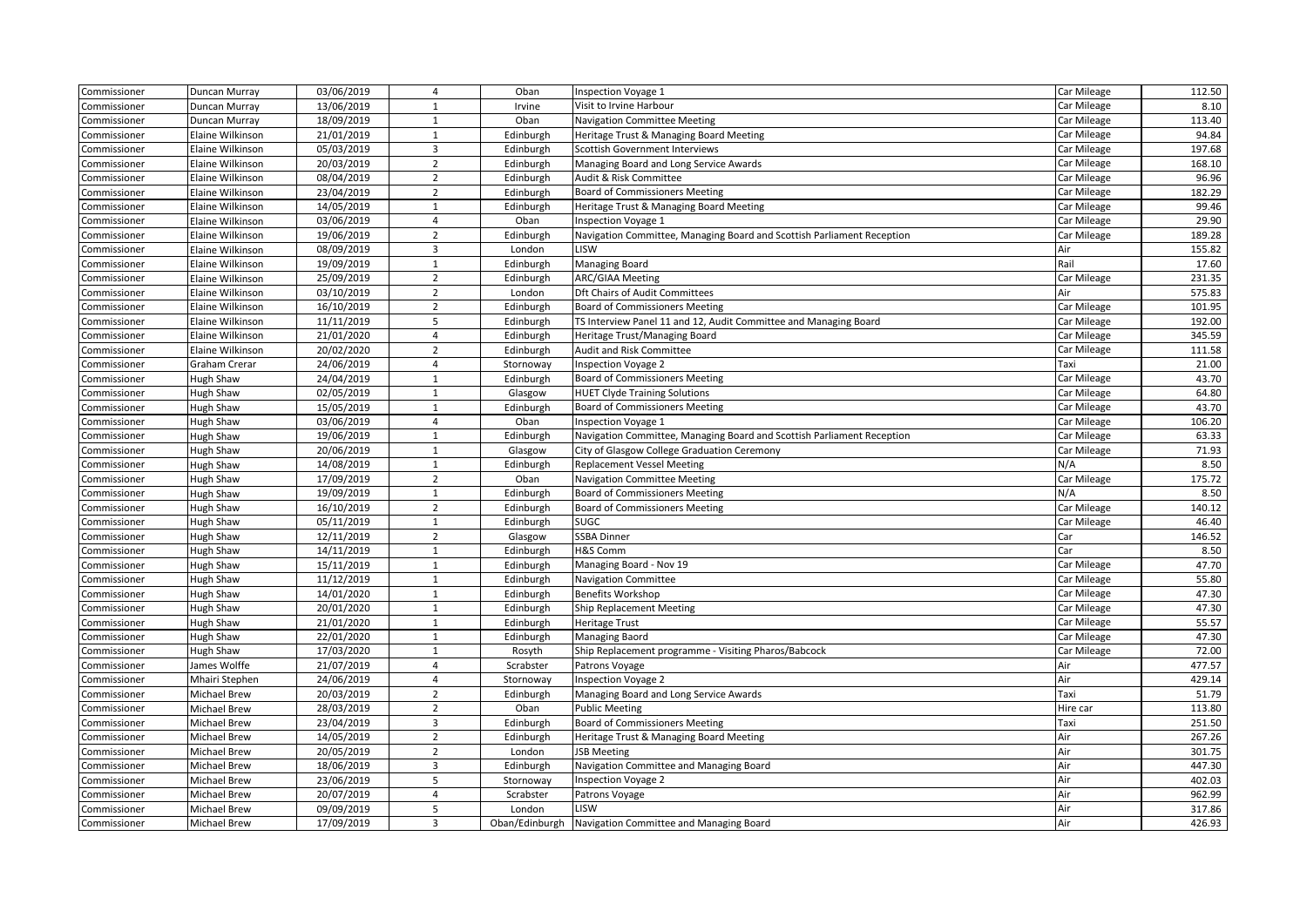| | | | | | | | |
|---|---|---|---|---|---|---|---|
| Commissioner | Duncan Murray | 03/06/2019 | 4 | Oban | Inspection Voyage 1 | Car Mileage | 112.50 |
| Commissioner | Duncan Murray | 13/06/2019 | 1 | Irvine | Visit to Irvine Harbour | Car Mileage | 8.10 |
| Commissioner | Duncan Murray | 18/09/2019 | 1 | Oban | Navigation Committee Meeting | Car Mileage | 113.40 |
| Commissioner | Elaine Wilkinson | 21/01/2019 | 1 | Edinburgh | Heritage Trust & Managing Board Meeting | Car Mileage | 94.84 |
| Commissioner | Elaine Wilkinson | 05/03/2019 | 3 | Edinburgh | Scottish Government Interviews | Car Mileage | 197.68 |
| Commissioner | Elaine Wilkinson | 20/03/2019 | 2 | Edinburgh | Managing Board and Long Service Awards | Car Mileage | 168.10 |
| Commissioner | Elaine Wilkinson | 08/04/2019 | 2 | Edinburgh | Audit & Risk Committee | Car Mileage | 96.96 |
| Commissioner | Elaine Wilkinson | 23/04/2019 | 2 | Edinburgh | Board of Commissioners Meeting | Car Mileage | 182.29 |
| Commissioner | Elaine Wilkinson | 14/05/2019 | 1 | Edinburgh | Heritage Trust & Managing Board Meeting | Car Mileage | 99.46 |
| Commissioner | Elaine Wilkinson | 03/06/2019 | 4 | Oban | Inspection Voyage 1 | Car Mileage | 29.90 |
| Commissioner | Elaine Wilkinson | 19/06/2019 | 2 | Edinburgh | Navigation Committee, Managing Board and Scottish Parliament Reception | Car Mileage | 189.28 |
| Commissioner | Elaine Wilkinson | 08/09/2019 | 3 | London | LISW | Air | 155.82 |
| Commissioner | Elaine Wilkinson | 19/09/2019 | 1 | Edinburgh | Managing Board | Rail | 17.60 |
| Commissioner | Elaine Wilkinson | 25/09/2019 | 2 | Edinburgh | ARC/GIAA Meeting | Car Mileage | 231.35 |
| Commissioner | Elaine Wilkinson | 03/10/2019 | 2 | London | Dft Chairs of Audit Committees | Air | 575.83 |
| Commissioner | Elaine Wilkinson | 16/10/2019 | 2 | Edinburgh | Board of Commissioners Meeting | Car Mileage | 101.95 |
| Commissioner | Elaine Wilkinson | 11/11/2019 | 5 | Edinburgh | TS Interview Panel 11 and 12, Audit Committee and Managing Board | Car Mileage | 192.00 |
| Commissioner | Elaine Wilkinson | 21/01/2020 | 4 | Edinburgh | Heritage Trust/Managing Board | Car Mileage | 345.59 |
| Commissioner | Elaine Wilkinson | 20/02/2020 | 2 | Edinburgh | Audit and Risk Committee | Car Mileage | 111.58 |
| Commissioner | Graham Crerar | 24/06/2019 | 4 | Stornoway | Inspection Voyage 2 | Taxi | 21.00 |
| Commissioner | Hugh Shaw | 24/04/2019 | 1 | Edinburgh | Board of Commissioners Meeting | Car Mileage | 43.70 |
| Commissioner | Hugh Shaw | 02/05/2019 | 1 | Glasgow | HUET Clyde Training Solutions | Car Mileage | 64.80 |
| Commissioner | Hugh Shaw | 15/05/2019 | 1 | Edinburgh | Board of Commissioners Meeting | Car Mileage | 43.70 |
| Commissioner | Hugh Shaw | 03/06/2019 | 4 | Oban | Inspection Voyage 1 | Car Mileage | 106.20 |
| Commissioner | Hugh Shaw | 19/06/2019 | 1 | Edinburgh | Navigation Committee, Managing Board and Scottish Parliament Reception | Car Mileage | 63.33 |
| Commissioner | Hugh Shaw | 20/06/2019 | 1 | Glasgow | City of Glasgow College Graduation Ceremony | Car Mileage | 71.93 |
| Commissioner | Hugh Shaw | 14/08/2019 | 1 | Edinburgh | Replacement Vessel Meeting | N/A | 8.50 |
| Commissioner | Hugh Shaw | 17/09/2019 | 2 | Oban | Navigation Committee Meeting | Car Mileage | 175.72 |
| Commissioner | Hugh Shaw | 19/09/2019 | 1 | Edinburgh | Board of Commissioners Meeting | N/A | 8.50 |
| Commissioner | Hugh Shaw | 16/10/2019 | 2 | Edinburgh | Board of Commissioners Meeting | Car Mileage | 140.12 |
| Commissioner | Hugh Shaw | 05/11/2019 | 1 | Edinburgh | SUGC | Car Mileage | 46.40 |
| Commissioner | Hugh Shaw | 12/11/2019 | 2 | Glasgow | SSBA Dinner | Car | 146.52 |
| Commissioner | Hugh Shaw | 14/11/2019 | 1 | Edinburgh | H&S Comm | Car | 8.50 |
| Commissioner | Hugh Shaw | 15/11/2019 | 1 | Edinburgh | Managing Board - Nov 19 | Car Mileage | 47.70 |
| Commissioner | Hugh Shaw | 11/12/2019 | 1 | Edinburgh | Navigation Committee | Car Mileage | 55.80 |
| Commissioner | Hugh Shaw | 14/01/2020 | 1 | Edinburgh | Benefits Workshop | Car Mileage | 47.30 |
| Commissioner | Hugh Shaw | 20/01/2020 | 1 | Edinburgh | Ship Replacement Meeting | Car Mileage | 47.30 |
| Commissioner | Hugh Shaw | 21/01/2020 | 1 | Edinburgh | Heritage Trust | Car Mileage | 55.57 |
| Commissioner | Hugh Shaw | 22/01/2020 | 1 | Edinburgh | Managing Baord | Car Mileage | 47.30 |
| Commissioner | Hugh Shaw | 17/03/2020 | 1 | Rosyth | Ship Replacement programme - Visiting Pharos/Babcock | Car Mileage | 72.00 |
| Commissioner | James Wolffe | 21/07/2019 | 4 | Scrabster | Patrons Voyage | Air | 477.57 |
| Commissioner | Mhairi Stephen | 24/06/2019 | 4 | Stornoway | Inspection Voyage 2 | Air | 429.14 |
| Commissioner | Michael Brew | 20/03/2019 | 2 | Edinburgh | Managing Board and Long Service Awards | Taxi | 51.79 |
| Commissioner | Michael Brew | 28/03/2019 | 2 | Oban | Public Meeting | Hire car | 113.80 |
| Commissioner | Michael Brew | 23/04/2019 | 3 | Edinburgh | Board of Commissioners Meeting | Taxi | 251.50 |
| Commissioner | Michael Brew | 14/05/2019 | 2 | Edinburgh | Heritage Trust & Managing Board Meeting | Air | 267.26 |
| Commissioner | Michael Brew | 20/05/2019 | 2 | London | JSB Meeting | Air | 301.75 |
| Commissioner | Michael Brew | 18/06/2019 | 3 | Edinburgh | Navigation Committee and Managing Board | Air | 447.30 |
| Commissioner | Michael Brew | 23/06/2019 | 5 | Stornoway | Inspection Voyage 2 | Air | 402.03 |
| Commissioner | Michael Brew | 20/07/2019 | 4 | Scrabster | Patrons Voyage | Air | 962.99 |
| Commissioner | Michael Brew | 09/09/2019 | 5 | London | LISW | Air | 317.86 |
| Commissioner | Michael Brew | 17/09/2019 | 3 | Oban/Edinburgh | Navigation Committee and Managing Board | Air | 426.93 |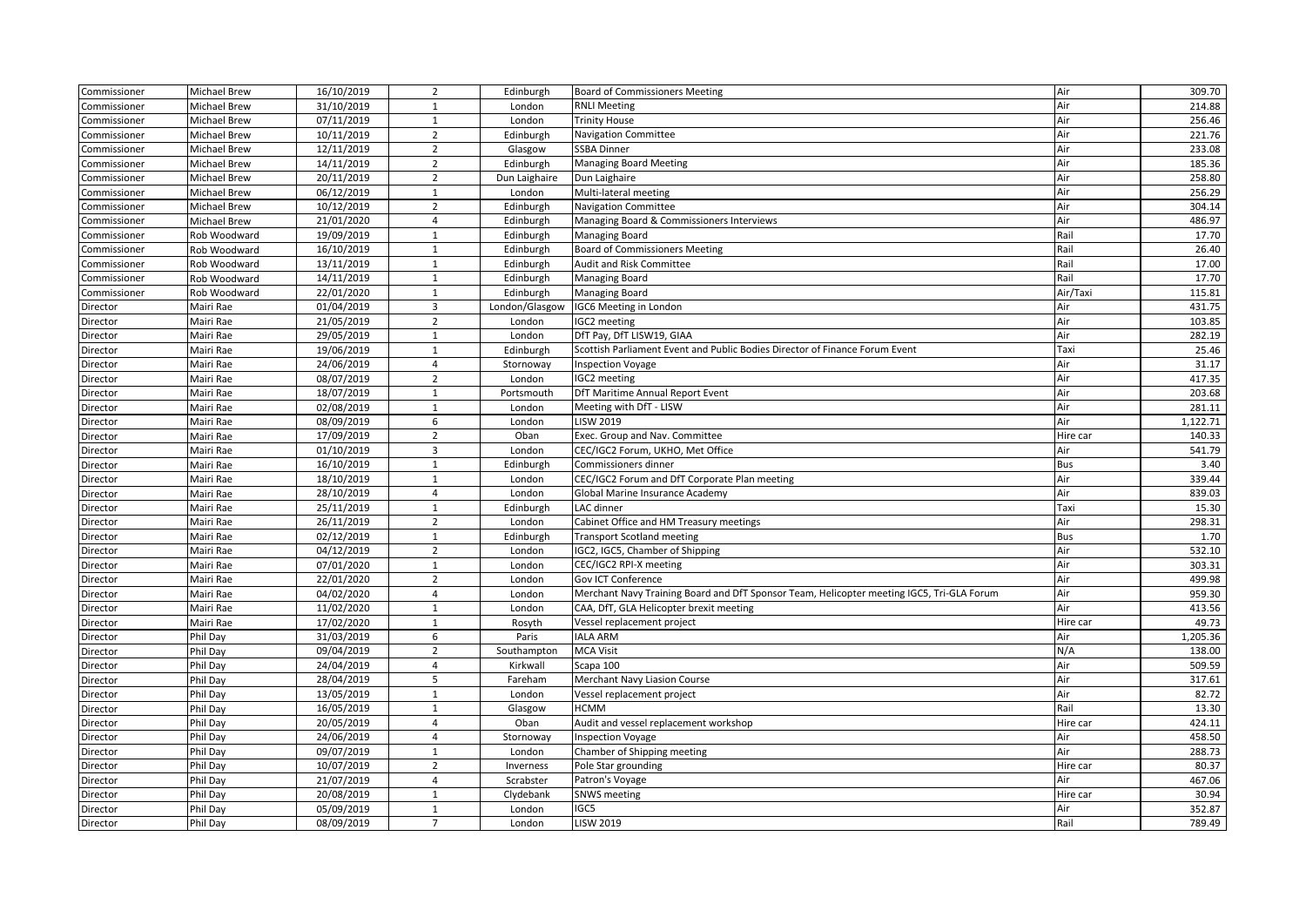| Commissioner | Michael Brew | 16/10/2019 | 2 | Edinburgh | Board of Commissioners Meeting | Air | 309.70 |
|---|---|---|---|---|---|---|---|
| Commissioner | Michael Brew | 31/10/2019 | 1 | London | RNLI Meeting | Air | 214.88 |
| Commissioner | Michael Brew | 07/11/2019 | 1 | London | Trinity House | Air | 256.46 |
| Commissioner | Michael Brew | 10/11/2019 | 2 | Edinburgh | Navigation Committee | Air | 221.76 |
| Commissioner | Michael Brew | 12/11/2019 | 2 | Glasgow | SSBA Dinner | Air | 233.08 |
| Commissioner | Michael Brew | 14/11/2019 | 2 | Edinburgh | Managing Board Meeting | Air | 185.36 |
| Commissioner | Michael Brew | 20/11/2019 | 2 | Dun Laighaire | Dun Laighaire | Air | 258.80 |
| Commissioner | Michael Brew | 06/12/2019 | 1 | London | Multi-lateral meeting | Air | 256.29 |
| Commissioner | Michael Brew | 10/12/2019 | 2 | Edinburgh | Navigation Committee | Air | 304.14 |
| Commissioner | Michael Brew | 21/01/2020 | 4 | Edinburgh | Managing Board & Commissioners Interviews | Air | 486.97 |
| Commissioner | Rob Woodward | 19/09/2019 | 1 | Edinburgh | Managing Board | Rail | 17.70 |
| Commissioner | Rob Woodward | 16/10/2019 | 1 | Edinburgh | Board of Commissioners Meeting | Rail | 26.40 |
| Commissioner | Rob Woodward | 13/11/2019 | 1 | Edinburgh | Audit and Risk Committee | Rail | 17.00 |
| Commissioner | Rob Woodward | 14/11/2019 | 1 | Edinburgh | Managing Board | Rail | 17.70 |
| Commissioner | Rob Woodward | 22/01/2020 | 1 | Edinburgh | Managing Board | Air/Taxi | 115.81 |
| Director | Mairi Rae | 01/04/2019 | 3 | London/Glasgow | IGC6 Meeting in London | Air | 431.75 |
| Director | Mairi Rae | 21/05/2019 | 2 | London | IGC2 meeting | Air | 103.85 |
| Director | Mairi Rae | 29/05/2019 | 1 | London | DfT Pay, DfT LISW19, GIAA | Air | 282.19 |
| Director | Mairi Rae | 19/06/2019 | 1 | Edinburgh | Scottish Parliament Event and Public Bodies Director of Finance Forum Event | Taxi | 25.46 |
| Director | Mairi Rae | 24/06/2019 | 4 | Stornoway | Inspection Voyage | Air | 31.17 |
| Director | Mairi Rae | 08/07/2019 | 2 | London | IGC2 meeting | Air | 417.35 |
| Director | Mairi Rae | 18/07/2019 | 1 | Portsmouth | DfT Maritime Annual Report Event | Air | 203.68 |
| Director | Mairi Rae | 02/08/2019 | 1 | London | Meeting with DfT - LISW | Air | 281.11 |
| Director | Mairi Rae | 08/09/2019 | 6 | London | LISW 2019 | Air | 1,122.71 |
| Director | Mairi Rae | 17/09/2019 | 2 | Oban | Exec. Group and Nav. Committee | Hire car | 140.33 |
| Director | Mairi Rae | 01/10/2019 | 3 | London | CEC/IGC2 Forum, UKHO, Met Office | Air | 541.79 |
| Director | Mairi Rae | 16/10/2019 | 1 | Edinburgh | Commissioners dinner | Bus | 3.40 |
| Director | Mairi Rae | 18/10/2019 | 1 | London | CEC/IGC2 Forum and DfT Corporate Plan meeting | Air | 339.44 |
| Director | Mairi Rae | 28/10/2019 | 4 | London | Global Marine Insurance Academy | Air | 839.03 |
| Director | Mairi Rae | 25/11/2019 | 1 | Edinburgh | LAC dinner | Taxi | 15.30 |
| Director | Mairi Rae | 26/11/2019 | 2 | London | Cabinet Office and HM Treasury meetings | Air | 298.31 |
| Director | Mairi Rae | 02/12/2019 | 1 | Edinburgh | Transport Scotland meeting | Bus | 1.70 |
| Director | Mairi Rae | 04/12/2019 | 2 | London | IGC2, IGC5, Chamber of Shipping | Air | 532.10 |
| Director | Mairi Rae | 07/01/2020 | 1 | London | CEC/IGC2 RPI-X meeting | Air | 303.31 |
| Director | Mairi Rae | 22/01/2020 | 2 | London | Gov ICT Conference | Air | 499.98 |
| Director | Mairi Rae | 04/02/2020 | 4 | London | Merchant Navy Training Board and DfT Sponsor Team, Helicopter meeting IGC5, Tri-GLA Forum | Air | 959.30 |
| Director | Mairi Rae | 11/02/2020 | 1 | London | CAA, DfT, GLA Helicopter brexit meeting | Air | 413.56 |
| Director | Mairi Rae | 17/02/2020 | 1 | Rosyth | Vessel replacement project | Hire car | 49.73 |
| Director | Phil Day | 31/03/2019 | 6 | Paris | IALA ARM | Air | 1,205.36 |
| Director | Phil Day | 09/04/2019 | 2 | Southampton | MCA Visit | N/A | 138.00 |
| Director | Phil Day | 24/04/2019 | 4 | Kirkwall | Scapa 100 | Air | 509.59 |
| Director | Phil Day | 28/04/2019 | 5 | Fareham | Merchant Navy Liasion Course | Air | 317.61 |
| Director | Phil Day | 13/05/2019 | 1 | London | Vessel replacement project | Air | 82.72 |
| Director | Phil Day | 16/05/2019 | 1 | Glasgow | HCMM | Rail | 13.30 |
| Director | Phil Day | 20/05/2019 | 4 | Oban | Audit and vessel replacement workshop | Hire car | 424.11 |
| Director | Phil Day | 24/06/2019 | 4 | Stornoway | Inspection Voyage | Air | 458.50 |
| Director | Phil Day | 09/07/2019 | 1 | London | Chamber of Shipping meeting | Air | 288.73 |
| Director | Phil Day | 10/07/2019 | 2 | Inverness | Pole Star grounding | Hire car | 80.37 |
| Director | Phil Day | 21/07/2019 | 4 | Scrabster | Patron's Voyage | Air | 467.06 |
| Director | Phil Day | 20/08/2019 | 1 | Clydebank | SNWS meeting | Hire car | 30.94 |
| Director | Phil Day | 05/09/2019 | 1 | London | IGC5 | Air | 352.87 |
| Director | Phil Day | 08/09/2019 | 7 | London | LISW 2019 | Rail | 789.49 |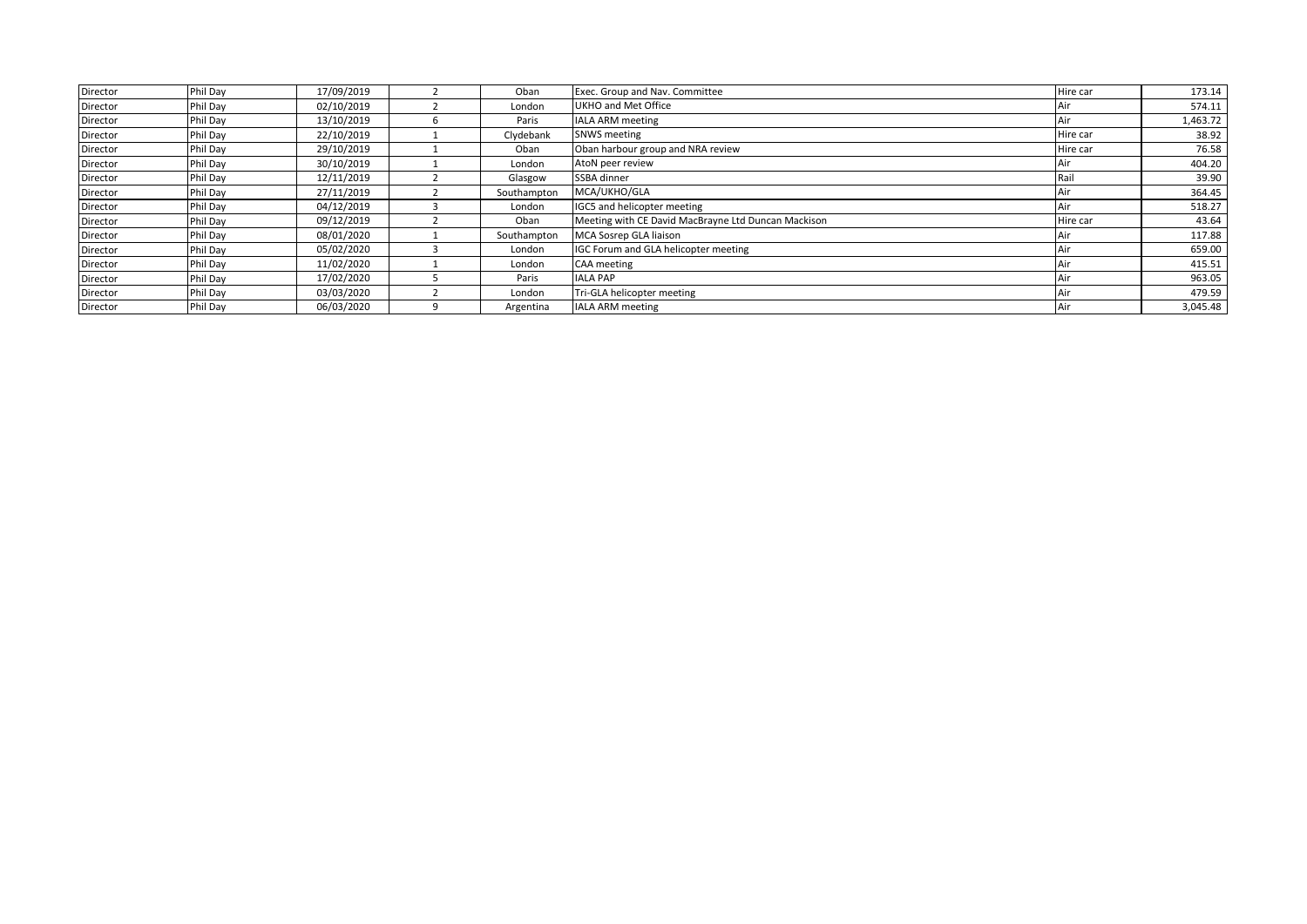| | | | | | | | |
|---|---|---|---|---|---|---|---|
| Director | Phil Day | 17/09/2019 | 2 | Oban | Exec. Group and Nav. Committee | Hire car | 173.14 |
| Director | Phil Day | 02/10/2019 | 2 | London | UKHO and Met Office | Air | 574.11 |
| Director | Phil Day | 13/10/2019 | 6 | Paris | IALA ARM meeting | Air | 1,463.72 |
| Director | Phil Day | 22/10/2019 | 1 | Clydebank | SNWS meeting | Hire car | 38.92 |
| Director | Phil Day | 29/10/2019 | 1 | Oban | Oban harbour group and NRA review | Hire car | 76.58 |
| Director | Phil Day | 30/10/2019 | 1 | London | AtoN peer review | Air | 404.20 |
| Director | Phil Day | 12/11/2019 | 2 | Glasgow | SSBA dinner | Rail | 39.90 |
| Director | Phil Day | 27/11/2019 | 2 | Southampton | MCA/UKHO/GLA | Air | 364.45 |
| Director | Phil Day | 04/12/2019 | 3 | London | IGC5 and helicopter meeting | Air | 518.27 |
| Director | Phil Day | 09/12/2019 | 2 | Oban | Meeting with CE David MacBrayne Ltd Duncan Mackison | Hire car | 43.64 |
| Director | Phil Day | 08/01/2020 | 1 | Southampton | MCA Sosrep GLA liaison | Air | 117.88 |
| Director | Phil Day | 05/02/2020 | 3 | London | IGC Forum and GLA helicopter meeting | Air | 659.00 |
| Director | Phil Day | 11/02/2020 | 1 | London | CAA meeting | Air | 415.51 |
| Director | Phil Day | 17/02/2020 | 5 | Paris | IALA PAP | Air | 963.05 |
| Director | Phil Day | 03/03/2020 | 2 | London | Tri-GLA helicopter meeting | Air | 479.59 |
| Director | Phil Day | 06/03/2020 | 9 | Argentina | IALA ARM meeting | Air | 3,045.48 |